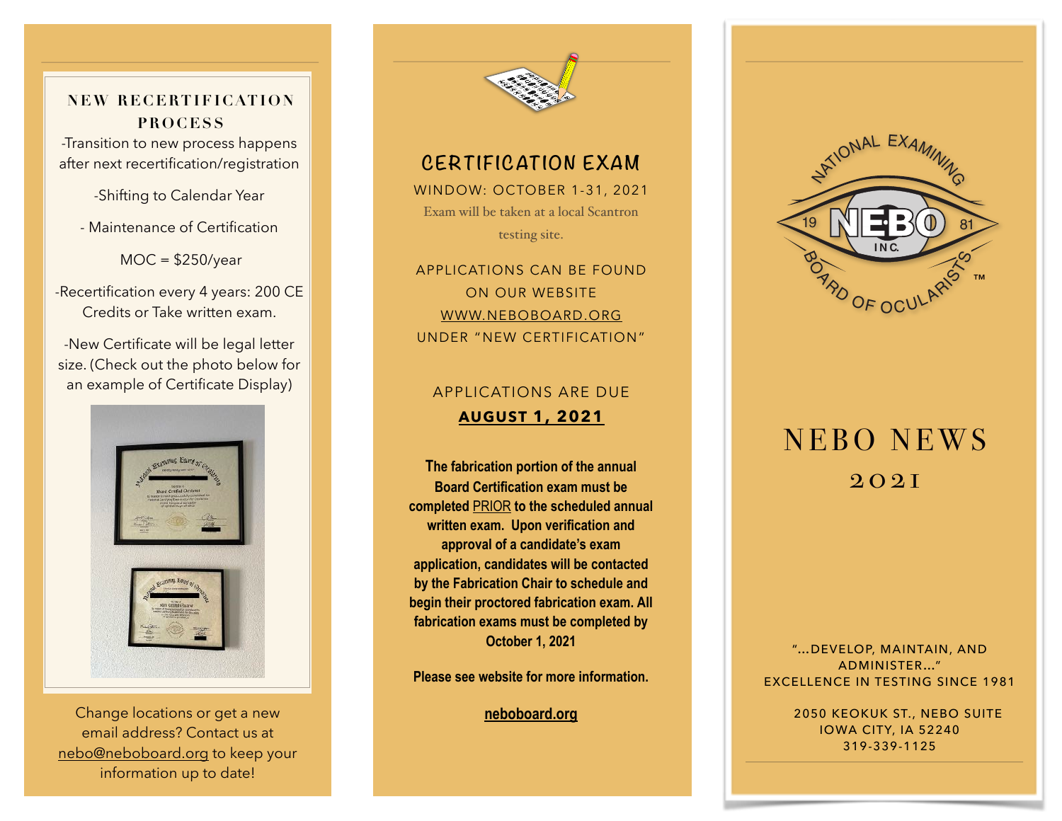## NEW RECERTIFICATION PROCESS

-Transition to new process happens after next recertification/registration

-Shifting to Calendar Year

- Maintenance of Certification

MOC = $250/year

-Recertification every 4 years: 200 CE Credits or Take written exam.

-New Certificate will be legal letter size. (Check out the photo below for an example of Certificate Display)

Change locations or get a new email address? Contact us at nebo@neboboard.org to keep your information up to date!

## CERTIFICATION EXAM

WINDOW: OCTOBER 1-31, 2021

Exam will be taken at a local Scantron testing site.

APPLICATIONS CAN BE FOUND ON OUR WEBSITE WWW.NEBOBOARD.ORG UNDER "NEW CERTIFICATION"

APPLICATIONS ARE DUE

**AUGUST 1, 2021**

**The fabrication portion of the annual Board Certification exam must be completed PRIOR to the scheduled annual written exam. Upon verification and approval of a candidate's exam application, candidates will be contacted by the Fabrication Chair to schedule and begin their proctored fabrication exam. All fabrication exams must be completed by October 1, 2021**

**Please see website for more information.**

**neboboard.org**

NATIONAL EXAMINING BOARD OF OCULARISTS™ 19 NEBO INC. 81

# NEBO NEWS

## 2021

"...DEVELOP, MAINTAIN, AND ADMINISTER..."
EXCELLENCE IN TESTING SINCE 1981

2050 KEOKUK ST., NEBO SUITE
IOWA CITY, IA 52240
319-339-1125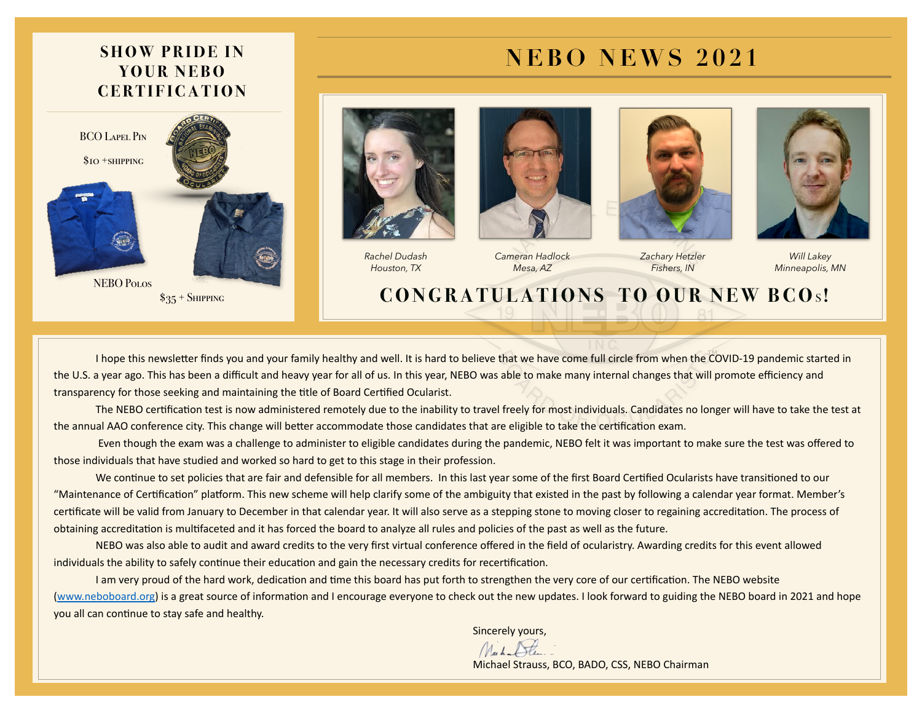## Show Pride in Your NEBO Certification

BCO Lapel Pin

$10 +shipping

NEBO Polos

$35 + Shipping

# NEBO NEWS 2021

*Rachel Dudash*
*Houston, TX*

*Cameran Hadlock*
*Mesa, AZ*

*Zachary Hetzler*
*Fishers, IN*

*Will Lakey*
*Minneapolis, MN*

## CONGRATULATIONS TO OUR NEW BCOs!

I hope this newsletter finds you and your family healthy and well. It is hard to believe that we have come full circle from when the COVID-19 pandemic started in the U.S. a year ago. This has been a difficult and heavy year for all of us. In this year, NEBO was able to make many internal changes that will promote efficiency and transparency for those seeking and maintaining the title of Board Certified Ocularist.

The NEBO certification test is now administered remotely due to the inability to travel freely for most individuals. Candidates no longer will have to take the test at the annual AAO conference city. This change will better accommodate those candidates that are eligible to take the certification exam.

Even though the exam was a challenge to administer to eligible candidates during the pandemic, NEBO felt it was important to make sure the test was offered to those individuals that have studied and worked so hard to get to this stage in their profession.

We continue to set policies that are fair and defensible for all members. In this last year some of the first Board Certified Ocularists have transitioned to our "Maintenance of Certification" platform. This new scheme will help clarify some of the ambiguity that existed in the past by following a calendar year format. Member's certificate will be valid from January to December in that calendar year. It will also serve as a stepping stone to moving closer to regaining accreditation. The process of obtaining accreditation is multifaceted and it has forced the board to analyze all rules and policies of the past as well as the future.

NEBO was also able to audit and award credits to the very first virtual conference offered in the field of ocularistry. Awarding credits for this event allowed individuals the ability to safely continue their education and gain the necessary credits for recertification.

I am very proud of the hard work, dedication and time this board has put forth to strengthen the very core of our certification. The NEBO website ([www.neboboard.org](www.neboboard.org)) is a great source of information and I encourage everyone to check out the new updates. I look forward to guiding the NEBO board in 2021 and hope you all can continue to stay safe and healthy.

Sincerely yours,

Michael Strauss, BCO, BADO, CSS, NEBO Chairman